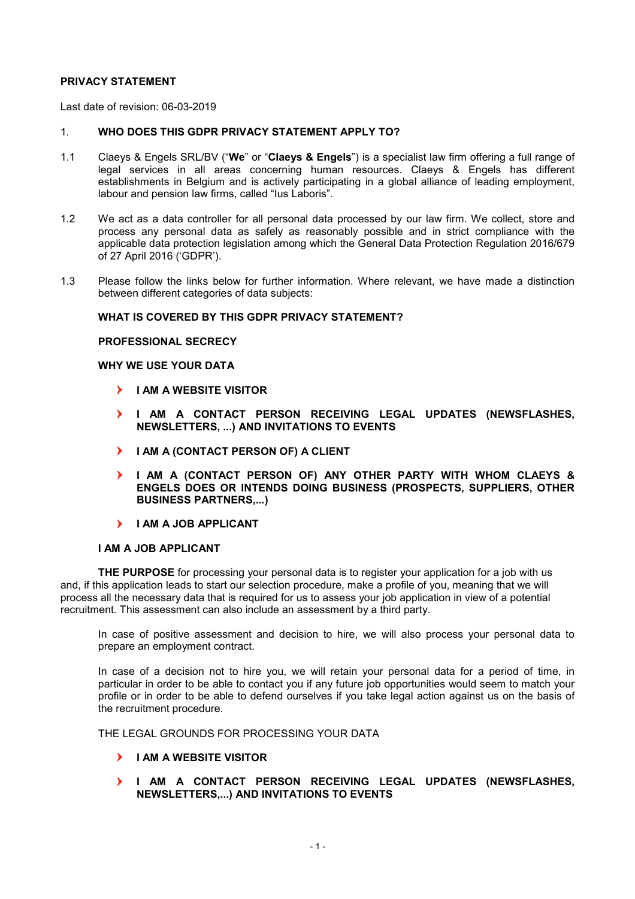**PRIVACY STATEMENT**

Last date of revision: 06-03-2019

1. **WHO DOES THIS GDPR PRIVACY STATEMENT APPLY TO?**

1.1 Claeys & Engels SRL/BV (“**We**” or “**Claeys & Engels**”) is a specialist law firm offering a full range of legal services in all areas concerning human resources. Claeys & Engels has different establishments in Belgium and is actively participating in a global alliance of leading employment, labour and pension law firms, called “Ius Laboris”.

1.2 We act as a data controller for all personal data processed by our law firm. We collect, store and process any personal data as safely as reasonably possible and in strict compliance with the applicable data protection legislation among which the General Data Protection Regulation 2016/679 of 27 April 2016 (‘GDPR’).

1.3 Please follow the links below for further information. Where relevant, we have made a distinction between different categories of data subjects:

**WHAT IS COVERED BY THIS GDPR PRIVACY STATEMENT?**

**PROFESSIONAL SECRECY**

**WHY WE USE YOUR DATA**

- **I AM A WEBSITE VISITOR**
- **I AM A CONTACT PERSON RECEIVING LEGAL UPDATES (NEWSFLASHES, NEWSLETTERS, ...) AND INVITATIONS TO EVENTS**
- **I AM A (CONTACT PERSON OF) A CLIENT**
- **I AM A (CONTACT PERSON OF) ANY OTHER PARTY WITH WHOM CLAEYS & ENGELS DOES OR INTENDS DOING BUSINESS (PROSPECTS, SUPPLIERS, OTHER BUSINESS PARTNERS,...)**
- **I AM A JOB APPLICANT**

**I AM A JOB APPLICANT**

**THE PURPOSE** for processing your personal data is to register your application for a job with us and, if this application leads to start our selection procedure, make a profile of you, meaning that we will process all the necessary data that is required for us to assess your job application in view of a potential recruitment. This assessment can also include an assessment by a third party.

In case of positive assessment and decision to hire, we will also process your personal data to prepare an employment contract.

In case of a decision not to hire you, we will retain your personal data for a period of time, in particular in order to be able to contact you if any future job opportunities would seem to match your profile or in order to be able to defend ourselves if you take legal action against us on the basis of the recruitment procedure.

THE LEGAL GROUNDS FOR PROCESSING YOUR DATA

- **I AM A WEBSITE VISITOR**
- **I AM A CONTACT PERSON RECEIVING LEGAL UPDATES (NEWSFLASHES, NEWSLETTERS,...) AND INVITATIONS TO EVENTS**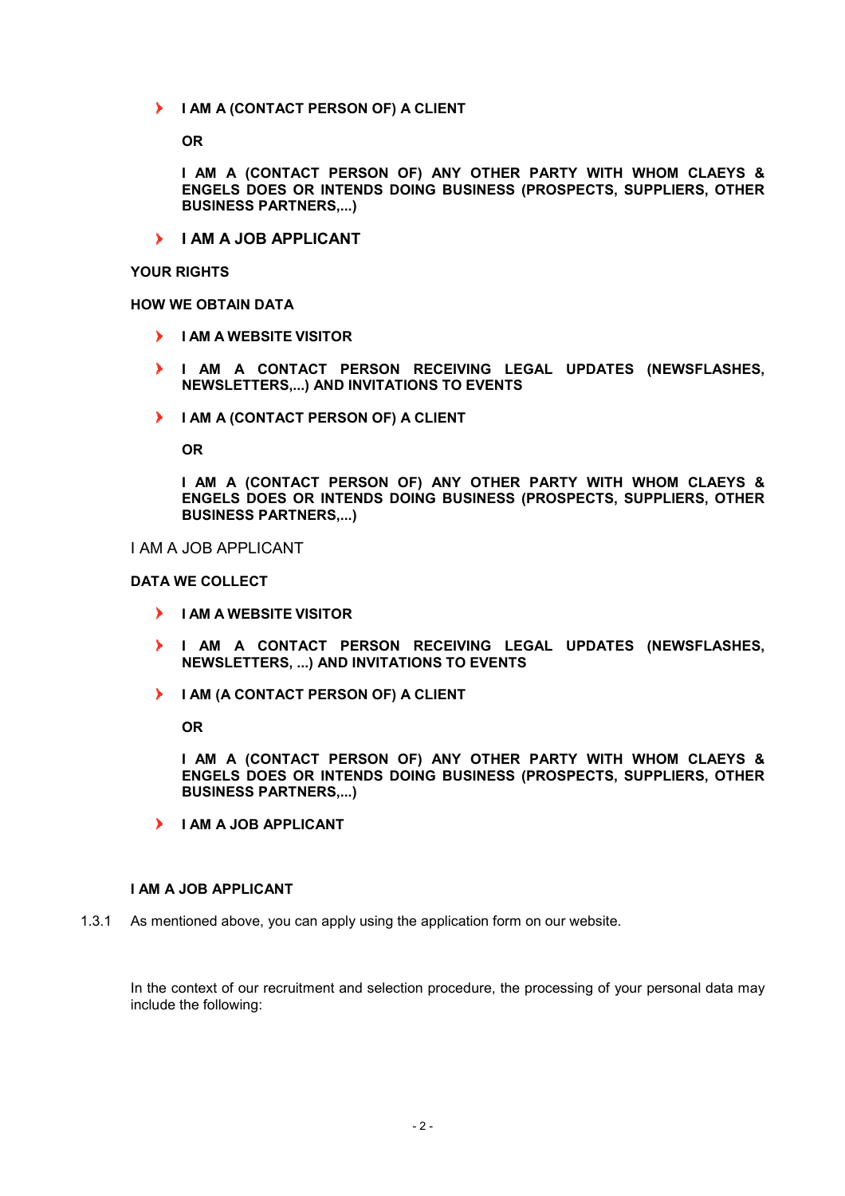- **I AM A (CONTACT PERSON OF) A CLIENT**

  **OR**

  **I AM A (CONTACT PERSON OF) ANY OTHER PARTY WITH WHOM CLAEYS & ENGELS DOES OR INTENDS DOING BUSINESS (PROSPECTS, SUPPLIERS, OTHER BUSINESS PARTNERS,...)**

- **I AM A JOB APPLICANT**

**YOUR RIGHTS**

**HOW WE OBTAIN DATA**

- **I AM A WEBSITE VISITOR**
- **I AM A CONTACT PERSON RECEIVING LEGAL UPDATES (NEWSFLASHES, NEWSLETTERS,...) AND INVITATIONS TO EVENTS**
- **I AM A (CONTACT PERSON OF) A CLIENT**

  **OR**

  **I AM A (CONTACT PERSON OF) ANY OTHER PARTY WITH WHOM CLAEYS & ENGELS DOES OR INTENDS DOING BUSINESS (PROSPECTS, SUPPLIERS, OTHER BUSINESS PARTNERS,...)**

I AM A JOB APPLICANT

**DATA WE COLLECT**

- **I AM A WEBSITE VISITOR**
- **I AM A CONTACT PERSON RECEIVING LEGAL UPDATES (NEWSFLASHES, NEWSLETTERS, ...) AND INVITATIONS TO EVENTS**
- **I AM (A CONTACT PERSON OF) A CLIENT**

  **OR**

  **I AM A (CONTACT PERSON OF) ANY OTHER PARTY WITH WHOM CLAEYS & ENGELS DOES OR INTENDS DOING BUSINESS (PROSPECTS, SUPPLIERS, OTHER BUSINESS PARTNERS,...)**

- **I AM A JOB APPLICANT**

**I AM A JOB APPLICANT**

1.3.1 As mentioned above, you can apply using the application form on our website.

In the context of our recruitment and selection procedure, the processing of your personal data may include the following: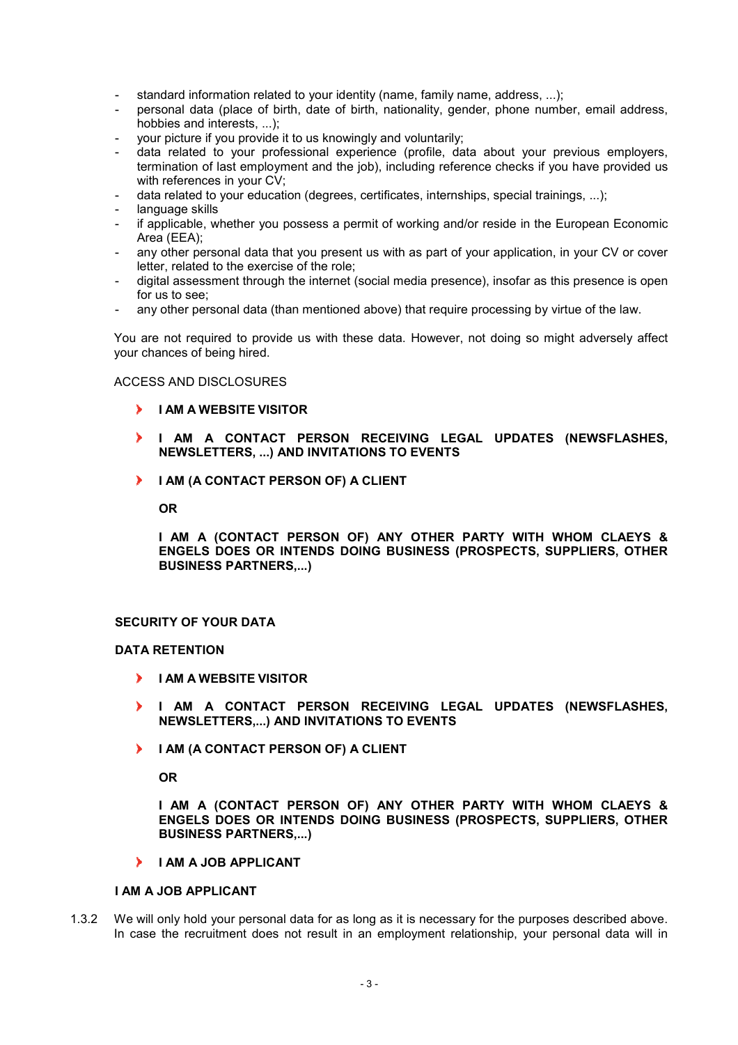- standard information related to your identity (name, family name, address, ...);
- personal data (place of birth, date of birth, nationality, gender, phone number, email address, hobbies and interests, ...);
- your picture if you provide it to us knowingly and voluntarily;
- data related to your professional experience (profile, data about your previous employers, termination of last employment and the job), including reference checks if you have provided us with references in your CV;
- data related to your education (degrees, certificates, internships, special trainings, ...);
- language skills
- if applicable, whether you possess a permit of working and/or reside in the European Economic Area (EEA);
- any other personal data that you present us with as part of your application, in your CV or cover letter, related to the exercise of the role;
- digital assessment through the internet (social media presence), insofar as this presence is open for us to see;
- any other personal data (than mentioned above) that require processing by virtue of the law.

You are not required to provide us with these data. However, not doing so might adversely affect your chances of being hired.

ACCESS AND DISCLOSURES

- **I AM A WEBSITE VISITOR**
- **I AM A CONTACT PERSON RECEIVING LEGAL UPDATES (NEWSFLASHES, NEWSLETTERS, ...) AND INVITATIONS TO EVENTS**
- **I AM (A CONTACT PERSON OF) A CLIENT**

  **OR**

  **I AM A (CONTACT PERSON OF) ANY OTHER PARTY WITH WHOM CLAEYS & ENGELS DOES OR INTENDS DOING BUSINESS (PROSPECTS, SUPPLIERS, OTHER BUSINESS PARTNERS,...)**

**SECURITY OF YOUR DATA**

**DATA RETENTION**

- **I AM A WEBSITE VISITOR**
- **I AM A CONTACT PERSON RECEIVING LEGAL UPDATES (NEWSFLASHES, NEWSLETTERS,...) AND INVITATIONS TO EVENTS**
- **I AM (A CONTACT PERSON OF) A CLIENT**

  **OR**

  **I AM A (CONTACT PERSON OF) ANY OTHER PARTY WITH WHOM CLAEYS & ENGELS DOES OR INTENDS DOING BUSINESS (PROSPECTS, SUPPLIERS, OTHER BUSINESS PARTNERS,...)**
- **I AM A JOB APPLICANT**

**I AM A JOB APPLICANT**

1.3.2 We will only hold your personal data for as long as it is necessary for the purposes described above. In case the recruitment does not result in an employment relationship, your personal data will in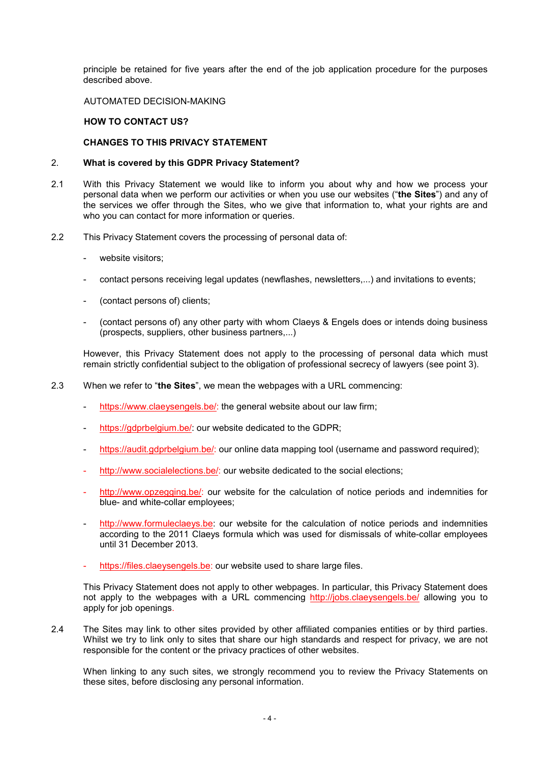principle be retained for five years after the end of the job application procedure for the purposes described above.

AUTOMATED DECISION-MAKING

**HOW TO CONTACT US?**

**CHANGES TO THIS PRIVACY STATEMENT**

## 2. What is covered by this GDPR Privacy Statement?

2.1 With this Privacy Statement we would like to inform you about why and how we process your personal data when we perform our activities or when you use our websites ("**the Sites**") and any of the services we offer through the Sites, who we give that information to, what your rights are and who you can contact for more information or queries.

2.2 This Privacy Statement covers the processing of personal data of:

- website visitors;
- contact persons receiving legal updates (newflashes, newsletters,...) and invitations to events;
- (contact persons of) clients;
- (contact persons of) any other party with whom Claeys & Engels does or intends doing business (prospects, suppliers, other business partners,...)

However, this Privacy Statement does not apply to the processing of personal data which must remain strictly confidential subject to the obligation of professional secrecy of lawyers (see point 3).

2.3 When we refer to "**the Sites**", we mean the webpages with a URL commencing:

- https://www.claeysengels.be/: the general website about our law firm;
- https://gdprbelgium.be/: our website dedicated to the GDPR;
- https://audit.gdprbelgium.be/: our online data mapping tool (username and password required);
- http://www.socialelections.be/: our website dedicated to the social elections;
- http://www.opzegging.be/: our website for the calculation of notice periods and indemnities for blue- and white-collar employees;
- http://www.formuleclaeys.be: our website for the calculation of notice periods and indemnities according to the 2011 Claeys formula which was used for dismissals of white-collar employees until 31 December 2013.
- https://files.claeysengels.be: our website used to share large files.

This Privacy Statement does not apply to other webpages. In particular, this Privacy Statement does not apply to the webpages with a URL commencing http://jobs.claeysengels.be/ allowing you to apply for job openings.

2.4 The Sites may link to other sites provided by other affiliated companies entities or by third parties. Whilst we try to link only to sites that share our high standards and respect for privacy, we are not responsible for the content or the privacy practices of other websites.

When linking to any such sites, we strongly recommend you to review the Privacy Statements on these sites, before disclosing any personal information.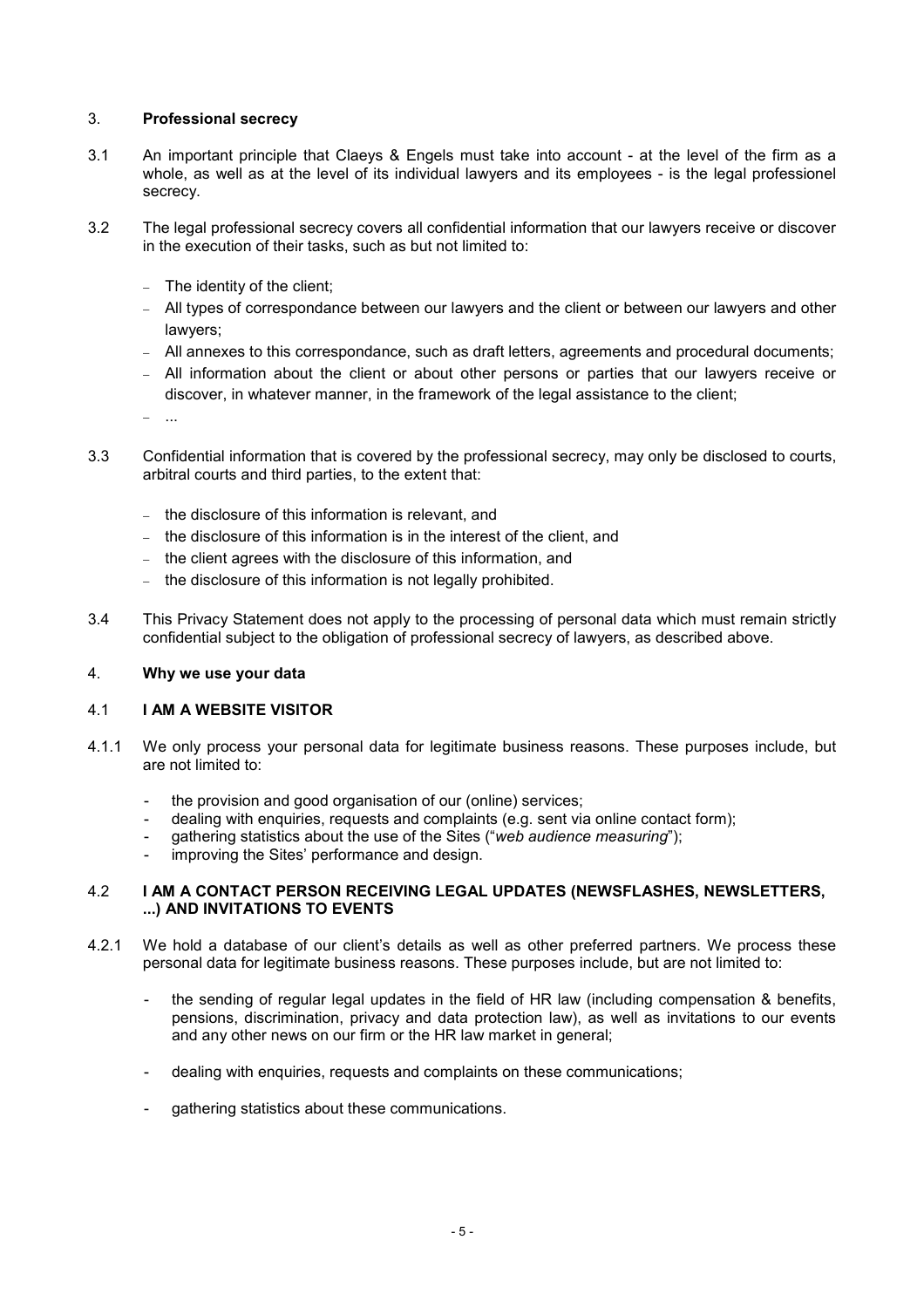## 3. **Professional secrecy**

3.1 An important principle that Claeys & Engels must take into account - at the level of the firm as a whole, as well as at the level of its individual lawyers and its employees - is the legal professionel secrecy.

3.2 The legal professional secrecy covers all confidential information that our lawyers receive or discover in the execution of their tasks, such as but not limited to:

- The identity of the client;
- All types of correspondance between our lawyers and the client or between our lawyers and other lawyers;
- All annexes to this correspondance, such as draft letters, agreements and procedural documents;
- All information about the client or about other persons or parties that our lawyers receive or discover, in whatever manner, in the framework of the legal assistance to the client;
- ...

3.3 Confidential information that is covered by the professional secrecy, may only be disclosed to courts, arbitral courts and third parties, to the extent that:

- the disclosure of this information is relevant, and
- the disclosure of this information is in the interest of the client, and
- the client agrees with the disclosure of this information, and
- the disclosure of this information is not legally prohibited.

3.4 This Privacy Statement does not apply to the processing of personal data which must remain strictly confidential subject to the obligation of professional secrecy of lawyers, as described above.

## 4. **Why we use your data**

### 4.1 **I AM A WEBSITE VISITOR**

4.1.1 We only process your personal data for legitimate business reasons. These purposes include, but are not limited to:

- the provision and good organisation of our (online) services;
- dealing with enquiries, requests and complaints (e.g. sent via online contact form);
- gathering statistics about the use of the Sites ("*web audience measuring*");
- improving the Sites' performance and design.

### 4.2 **I AM A CONTACT PERSON RECEIVING LEGAL UPDATES (NEWSFLASHES, NEWSLETTERS, ...) AND INVITATIONS TO EVENTS**

4.2.1 We hold a database of our client's details as well as other preferred partners. We process these personal data for legitimate business reasons. These purposes include, but are not limited to:

- the sending of regular legal updates in the field of HR law (including compensation & benefits, pensions, discrimination, privacy and data protection law), as well as invitations to our events and any other news on our firm or the HR law market in general;

- dealing with enquiries, requests and complaints on these communications;

- gathering statistics about these communications.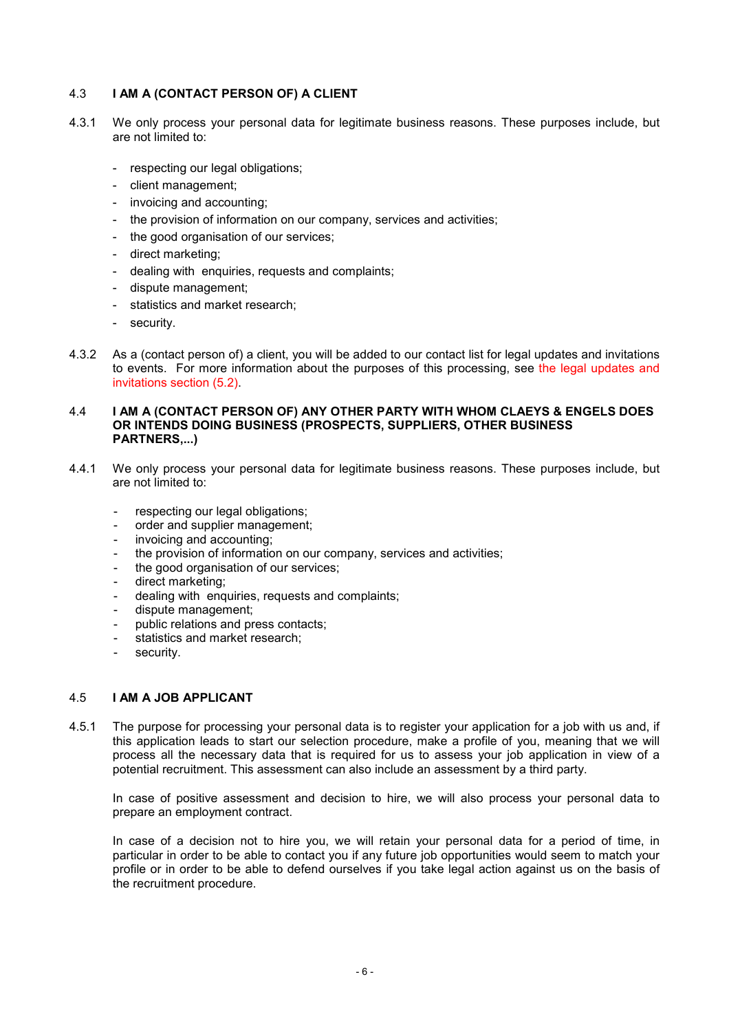### 4.3 I AM A (CONTACT PERSON OF) A CLIENT

4.3.1 We only process your personal data for legitimate business reasons. These purposes include, but are not limited to:

- respecting our legal obligations;
- client management;
- invoicing and accounting;
- the provision of information on our company, services and activities;
- the good organisation of our services;
- direct marketing;
- dealing with enquiries, requests and complaints;
- dispute management;
- statistics and market research;
- security.

4.3.2 As a (contact person of) a client, you will be added to our contact list for legal updates and invitations to events. For more information about the purposes of this processing, see the legal updates and invitations section (5.2).

### 4.4 I AM A (CONTACT PERSON OF) ANY OTHER PARTY WITH WHOM CLAEYS & ENGELS DOES OR INTENDS DOING BUSINESS (PROSPECTS, SUPPLIERS, OTHER BUSINESS PARTNERS,...)

4.4.1 We only process your personal data for legitimate business reasons. These purposes include, but are not limited to:

- respecting our legal obligations;
- order and supplier management;
- invoicing and accounting;
- the provision of information on our company, services and activities;
- the good organisation of our services;
- direct marketing;
- dealing with enquiries, requests and complaints;
- dispute management;
- public relations and press contacts;
- statistics and market research;
- security.

### 4.5 I AM A JOB APPLICANT

4.5.1 The purpose for processing your personal data is to register your application for a job with us and, if this application leads to start our selection procedure, make a profile of you, meaning that we will process all the necessary data that is required for us to assess your job application in view of a potential recruitment. This assessment can also include an assessment by a third party.

In case of positive assessment and decision to hire, we will also process your personal data to prepare an employment contract.

In case of a decision not to hire you, we will retain your personal data for a period of time, in particular in order to be able to contact you if any future job opportunities would seem to match your profile or in order to be able to defend ourselves if you take legal action against us on the basis of the recruitment procedure.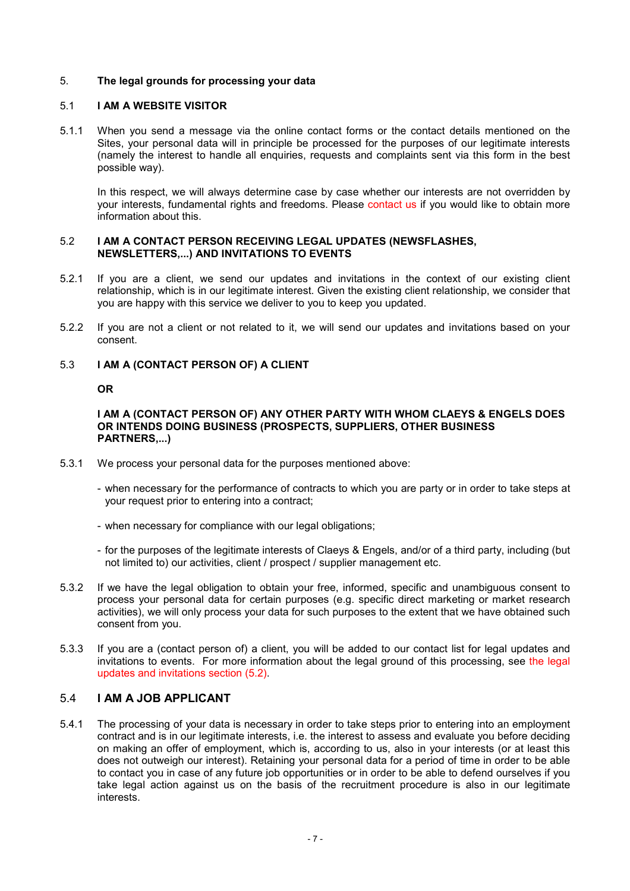## 5. The legal grounds for processing your data

### 5.1 I AM A WEBSITE VISITOR

5.1.1 When you send a message via the online contact forms or the contact details mentioned on the Sites, your personal data will in principle be processed for the purposes of our legitimate interests (namely the interest to handle all enquiries, requests and complaints sent via this form in the best possible way).

In this respect, we will always determine case by case whether our interests are not overridden by your interests, fundamental rights and freedoms. Please contact us if you would like to obtain more information about this.

### 5.2 I AM A CONTACT PERSON RECEIVING LEGAL UPDATES (NEWSFLASHES, NEWSLETTERS,...) AND INVITATIONS TO EVENTS

5.2.1 If you are a client, we send our updates and invitations in the context of our existing client relationship, which is in our legitimate interest. Given the existing client relationship, we consider that you are happy with this service we deliver to you to keep you updated.

5.2.2 If you are not a client or not related to it, we will send our updates and invitations based on your consent.

### 5.3 I AM A (CONTACT PERSON OF) A CLIENT

**OR**

**I AM A (CONTACT PERSON OF) ANY OTHER PARTY WITH WHOM CLAEYS & ENGELS DOES OR INTENDS DOING BUSINESS (PROSPECTS, SUPPLIERS, OTHER BUSINESS PARTNERS,...)**

5.3.1 We process your personal data for the purposes mentioned above:

- when necessary for the performance of contracts to which you are party or in order to take steps at your request prior to entering into a contract;
- when necessary for compliance with our legal obligations;
- for the purposes of the legitimate interests of Claeys & Engels, and/or of a third party, including (but not limited to) our activities, client / prospect / supplier management etc.

5.3.2 If we have the legal obligation to obtain your free, informed, specific and unambiguous consent to process your personal data for certain purposes (e.g. specific direct marketing or market research activities), we will only process your data for such purposes to the extent that we have obtained such consent from you.

5.3.3 If you are a (contact person of) a client, you will be added to our contact list for legal updates and invitations to events. For more information about the legal ground of this processing, see the legal updates and invitations section (5.2).

### 5.4 I AM A JOB APPLICANT

5.4.1 The processing of your data is necessary in order to take steps prior to entering into an employment contract and is in our legitimate interests, i.e. the interest to assess and evaluate you before deciding on making an offer of employment, which is, according to us, also in your interests (or at least this does not outweigh our interest). Retaining your personal data for a period of time in order to be able to contact you in case of any future job opportunities or in order to be able to defend ourselves if you take legal action against us on the basis of the recruitment procedure is also in our legitimate interests.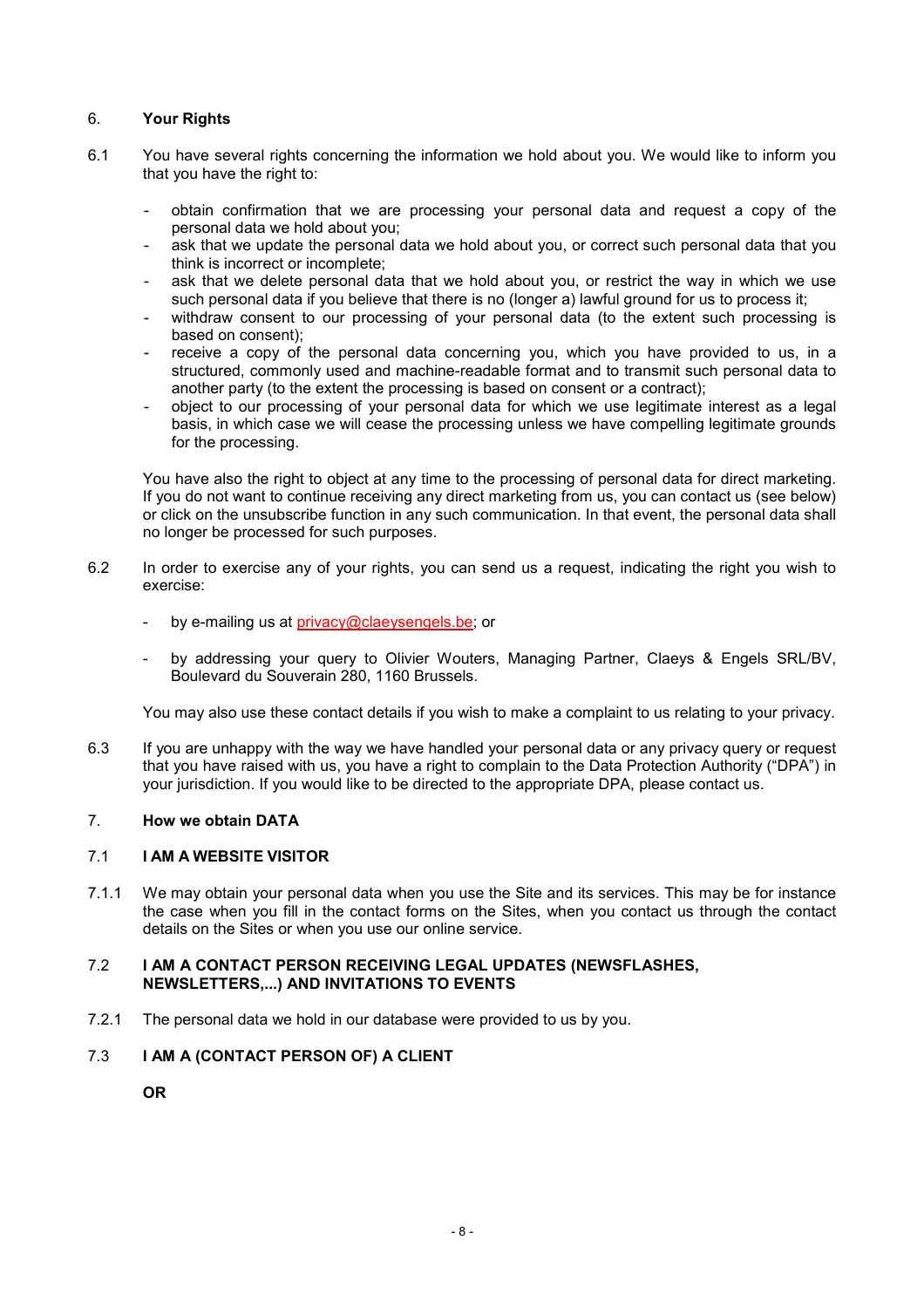## 6. Your Rights

6.1 You have several rights concerning the information we hold about you. We would like to inform you that you have the right to:

- obtain confirmation that we are processing your personal data and request a copy of the personal data we hold about you;
- ask that we update the personal data we hold about you, or correct such personal data that you think is incorrect or incomplete;
- ask that we delete personal data that we hold about you, or restrict the way in which we use such personal data if you believe that there is no (longer a) lawful ground for us to process it;
- withdraw consent to our processing of your personal data (to the extent such processing is based on consent);
- receive a copy of the personal data concerning you, which you have provided to us, in a structured, commonly used and machine-readable format and to transmit such personal data to another party (to the extent the processing is based on consent or a contract);
- object to our processing of your personal data for which we use legitimate interest as a legal basis, in which case we will cease the processing unless we have compelling legitimate grounds for the processing.

You have also the right to object at any time to the processing of personal data for direct marketing. If you do not want to continue receiving any direct marketing from us, you can contact us (see below) or click on the unsubscribe function in any such communication. In that event, the personal data shall no longer be processed for such purposes.

6.2 In order to exercise any of your rights, you can send us a request, indicating the right you wish to exercise:

- by e-mailing us at privacy@claeysengels.be; or
- by addressing your query to Olivier Wouters, Managing Partner, Claeys & Engels SRL/BV, Boulevard du Souverain 280, 1160 Brussels.

You may also use these contact details if you wish to make a complaint to us relating to your privacy.

6.3 If you are unhappy with the way we have handled your personal data or any privacy query or request that you have raised with us, you have a right to complain to the Data Protection Authority ("DPA") in your jurisdiction. If you would like to be directed to the appropriate DPA, please contact us.

## 7. How we obtain DATA

### 7.1 I AM A WEBSITE VISITOR

7.1.1 We may obtain your personal data when you use the Site and its services. This may be for instance the case when you fill in the contact forms on the Sites, when you contact us through the contact details on the Sites or when you use our online service.

### 7.2 I AM A CONTACT PERSON RECEIVING LEGAL UPDATES (NEWSFLASHES, NEWSLETTERS,...) AND INVITATIONS TO EVENTS

7.2.1 The personal data we hold in our database were provided to us by you.

### 7.3 I AM A (CONTACT PERSON OF) A CLIENT

**OR**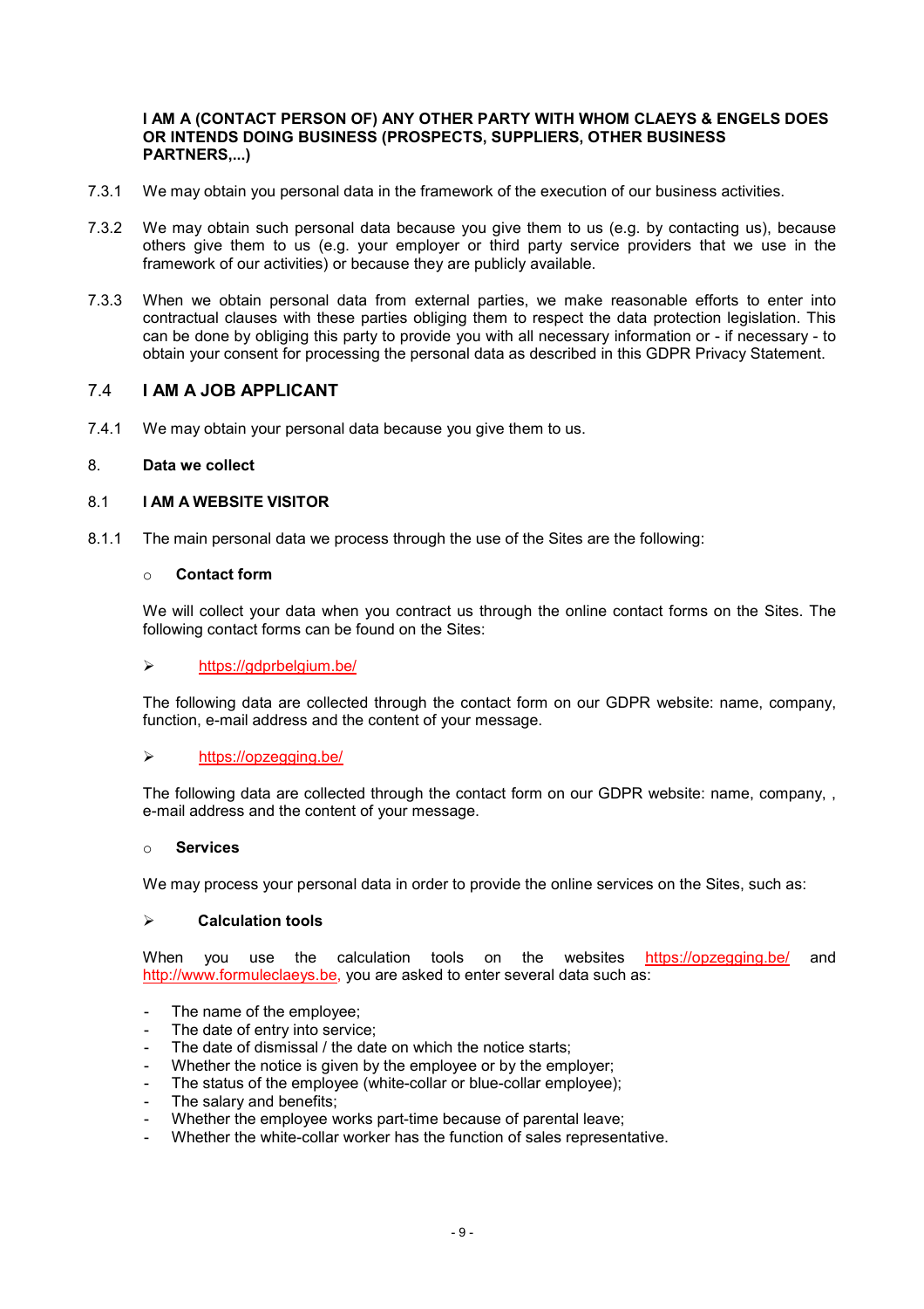**I AM A (CONTACT PERSON OF) ANY OTHER PARTY WITH WHOM CLAEYS & ENGELS DOES OR INTENDS DOING BUSINESS (PROSPECTS, SUPPLIERS, OTHER BUSINESS PARTNERS,...)**

7.3.1 We may obtain you personal data in the framework of the execution of our business activities.

7.3.2 We may obtain such personal data because you give them to us (e.g. by contacting us), because others give them to us (e.g. your employer or third party service providers that we use in the framework of our activities) or because they are publicly available.

7.3.3 When we obtain personal data from external parties, we make reasonable efforts to enter into contractual clauses with these parties obliging them to respect the data protection legislation. This can be done by obliging this party to provide you with all necessary information or - if necessary - to obtain your consent for processing the personal data as described in this GDPR Privacy Statement.

### 7.4 I AM A JOB APPLICANT

7.4.1 We may obtain your personal data because you give them to us.

## 8. Data we collect

### 8.1 I AM A WEBSITE VISITOR

8.1.1 The main personal data we process through the use of the Sites are the following:

- **Contact form**

We will collect your data when you contract us through the online contact forms on the Sites. The following contact forms can be found on the Sites:

➢ https://gdprbelgium.be/

The following data are collected through the contact form on our GDPR website: name, company, function, e-mail address and the content of your message.

➢ https://opzegging.be/

The following data are collected through the contact form on our GDPR website: name, company, , e-mail address and the content of your message.

- **Services**

We may process your personal data in order to provide the online services on the Sites, such as:

➢ **Calculation tools**

When you use the calculation tools on the websites https://opzegging.be/ and http://www.formuleclaeys.be, you are asked to enter several data such as:

- The name of the employee;
- The date of entry into service;
- The date of dismissal / the date on which the notice starts;
- Whether the notice is given by the employee or by the employer;
- The status of the employee (white-collar or blue-collar employee);
- The salary and benefits;
- Whether the employee works part-time because of parental leave;
- Whether the white-collar worker has the function of sales representative.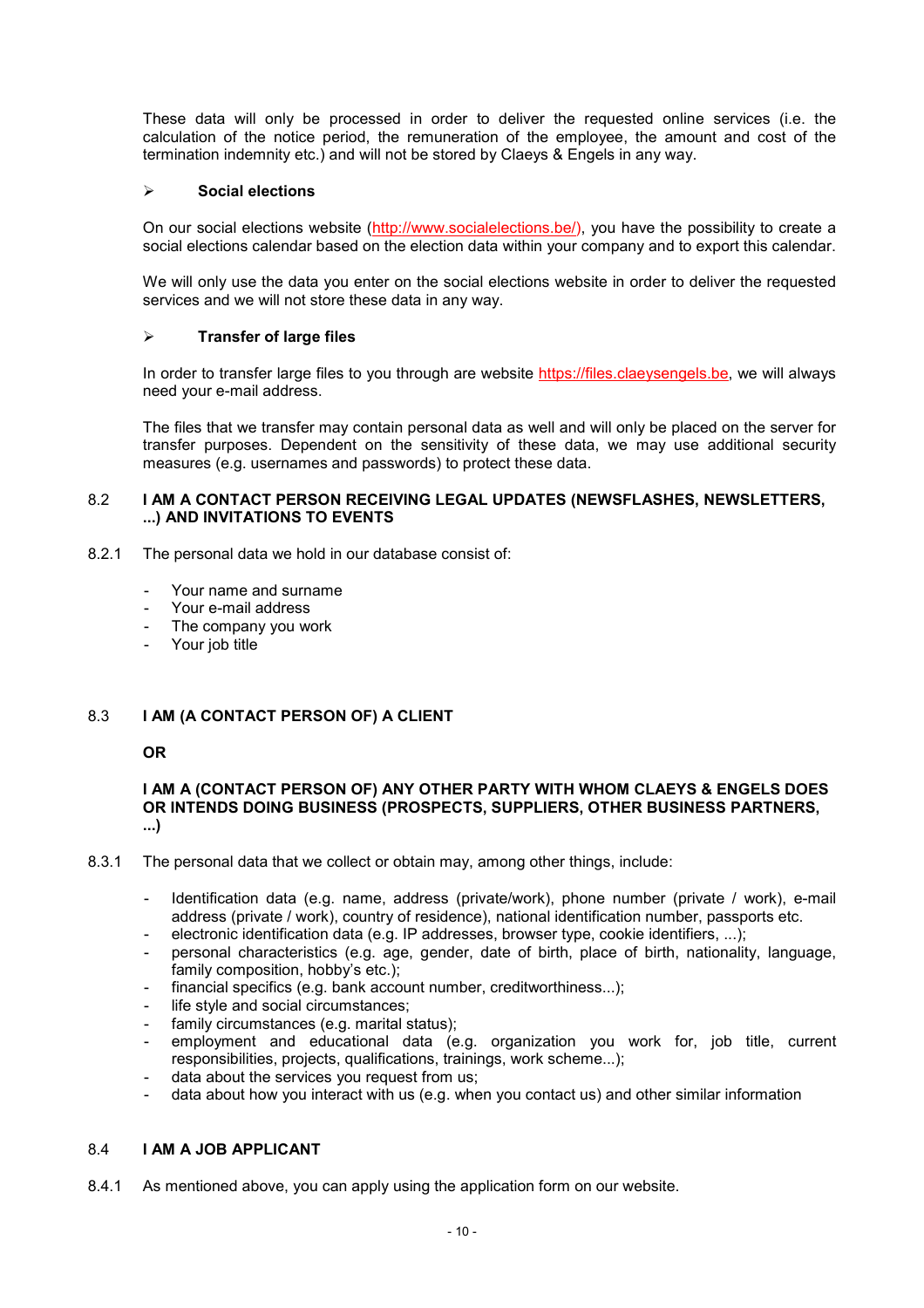These data will only be processed in order to deliver the requested online services (i.e. the calculation of the notice period, the remuneration of the employee, the amount and cost of the termination indemnity etc.) and will not be stored by Claeys & Engels in any way.

➢ **Social elections**

On our social elections website (http://www.socialelections.be/), you have the possibility to create a social elections calendar based on the election data within your company and to export this calendar.

We will only use the data you enter on the social elections website in order to deliver the requested services and we will not store these data in any way.

➢ **Transfer of large files**

In order to transfer large files to you through are website https://files.claeysengels.be, we will always need your e-mail address.

The files that we transfer may contain personal data as well and will only be placed on the server for transfer purposes. Dependent on the sensitivity of these data, we may use additional security measures (e.g. usernames and passwords) to protect these data.

### 8.2 I AM A CONTACT PERSON RECEIVING LEGAL UPDATES (NEWSFLASHES, NEWSLETTERS, ...) AND INVITATIONS TO EVENTS

8.2.1 The personal data we hold in our database consist of:

- Your name and surname
- Your e-mail address
- The company you work
- Your job title

### 8.3 I AM (A CONTACT PERSON OF) A CLIENT

**OR**

**I AM A (CONTACT PERSON OF) ANY OTHER PARTY WITH WHOM CLAEYS & ENGELS DOES OR INTENDS DOING BUSINESS (PROSPECTS, SUPPLIERS, OTHER BUSINESS PARTNERS, ...)**

8.3.1 The personal data that we collect or obtain may, among other things, include:

- Identification data (e.g. name, address (private/work), phone number (private / work), e-mail address (private / work), country of residence), national identification number, passports etc.
- electronic identification data (e.g. IP addresses, browser type, cookie identifiers, ...);
- personal characteristics (e.g. age, gender, date of birth, place of birth, nationality, language, family composition, hobby's etc.);
- financial specifics (e.g. bank account number, creditworthiness...);
- life style and social circumstances;
- family circumstances (e.g. marital status);
- employment and educational data (e.g. organization you work for, job title, current responsibilities, projects, qualifications, trainings, work scheme...);
- data about the services you request from us;
- data about how you interact with us (e.g. when you contact us) and other similar information

### 8.4 I AM A JOB APPLICANT

8.4.1 As mentioned above, you can apply using the application form on our website.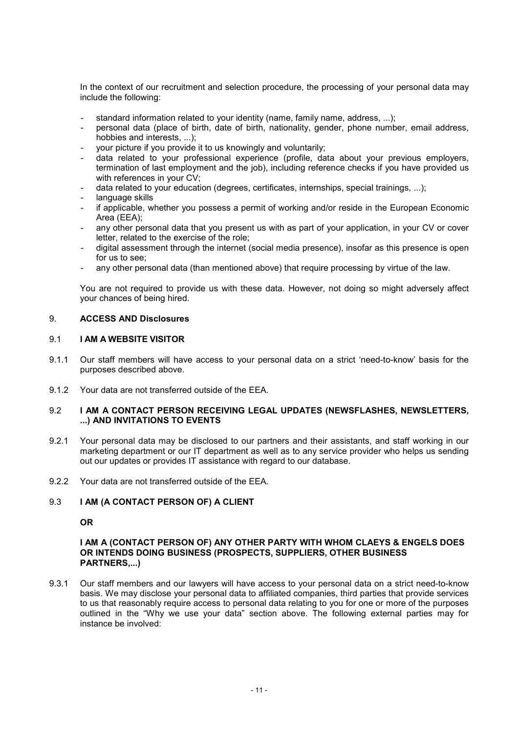In the context of our recruitment and selection procedure, the processing of your personal data may include the following:

- standard information related to your identity (name, family name, address, ...);
- personal data (place of birth, date of birth, nationality, gender, phone number, email address, hobbies and interests, ...);
- your picture if you provide it to us knowingly and voluntarily;
- data related to your professional experience (profile, data about your previous employers, termination of last employment and the job), including reference checks if you have provided us with references in your CV;
- data related to your education (degrees, certificates, internships, special trainings, ...);
- language skills
- if applicable, whether you possess a permit of working and/or reside in the European Economic Area (EEA);
- any other personal data that you present us with as part of your application, in your CV or cover letter, related to the exercise of the role;
- digital assessment through the internet (social media presence), insofar as this presence is open for us to see;
- any other personal data (than mentioned above) that require processing by virtue of the law.

You are not required to provide us with these data. However, not doing so might adversely affect your chances of being hired.

## 9. ACCESS AND Disclosures

### 9.1 I AM A WEBSITE VISITOR

9.1.1 Our staff members will have access to your personal data on a strict 'need-to-know' basis for the purposes described above.

9.1.2 Your data are not transferred outside of the EEA.

### 9.2 I AM A CONTACT PERSON RECEIVING LEGAL UPDATES (NEWSFLASHES, NEWSLETTERS, ...) AND INVITATIONS TO EVENTS

9.2.1 Your personal data may be disclosed to our partners and their assistants, and staff working in our marketing department or our IT department as well as to any service provider who helps us sending out our updates or provides IT assistance with regard to our database.

9.2.2 Your data are not transferred outside of the EEA.

### 9.3 I AM (A CONTACT PERSON OF) A CLIENT

**OR**

**I AM A (CONTACT PERSON OF) ANY OTHER PARTY WITH WHOM CLAEYS & ENGELS DOES OR INTENDS DOING BUSINESS (PROSPECTS, SUPPLIERS, OTHER BUSINESS PARTNERS,...)**

9.3.1 Our staff members and our lawyers will have access to your personal data on a strict need-to-know basis. We may disclose your personal data to affiliated companies, third parties that provide services to us that reasonably require access to personal data relating to you for one or more of the purposes outlined in the "Why we use your data" section above. The following external parties may for instance be involved: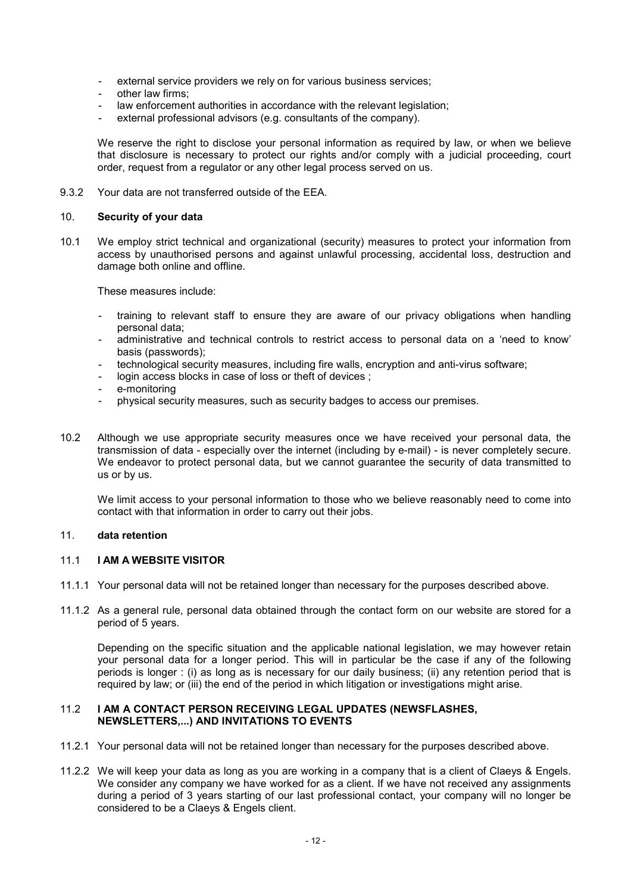- external service providers we rely on for various business services;
- other law firms;
- law enforcement authorities in accordance with the relevant legislation;
- external professional advisors (e.g. consultants of the company).

We reserve the right to disclose your personal information as required by law, or when we believe that disclosure is necessary to protect our rights and/or comply with a judicial proceeding, court order, request from a regulator or any other legal process served on us.

9.3.2 Your data are not transferred outside of the EEA.

## 10. **Security of your data**

10.1 We employ strict technical and organizational (security) measures to protect your information from access by unauthorised persons and against unlawful processing, accidental loss, destruction and damage both online and offline.

These measures include:

- training to relevant staff to ensure they are aware of our privacy obligations when handling personal data;
- administrative and technical controls to restrict access to personal data on a 'need to know' basis (passwords);
- technological security measures, including fire walls, encryption and anti-virus software;
- login access blocks in case of loss or theft of devices ;
- e-monitoring
- physical security measures, such as security badges to access our premises.

10.2 Although we use appropriate security measures once we have received your personal data, the transmission of data - especially over the internet (including by e-mail) - is never completely secure. We endeavor to protect personal data, but we cannot guarantee the security of data transmitted to us or by us.

We limit access to your personal information to those who we believe reasonably need to come into contact with that information in order to carry out their jobs.

## 11. **data retention**

### 11.1 **I AM A WEBSITE VISITOR**

11.1.1 Your personal data will not be retained longer than necessary for the purposes described above.

11.1.2 As a general rule, personal data obtained through the contact form on our website are stored for a period of 5 years.

Depending on the specific situation and the applicable national legislation, we may however retain your personal data for a longer period. This will in particular be the case if any of the following periods is longer : (i) as long as is necessary for our daily business; (ii) any retention period that is required by law; or (iii) the end of the period in which litigation or investigations might arise.

### 11.2 **I AM A CONTACT PERSON RECEIVING LEGAL UPDATES (NEWSFLASHES, NEWSLETTERS,...) AND INVITATIONS TO EVENTS**

11.2.1 Your personal data will not be retained longer than necessary for the purposes described above.

11.2.2 We will keep your data as long as you are working in a company that is a client of Claeys & Engels. We consider any company we have worked for as a client. If we have not received any assignments during a period of 3 years starting of our last professional contact, your company will no longer be considered to be a Claeys & Engels client.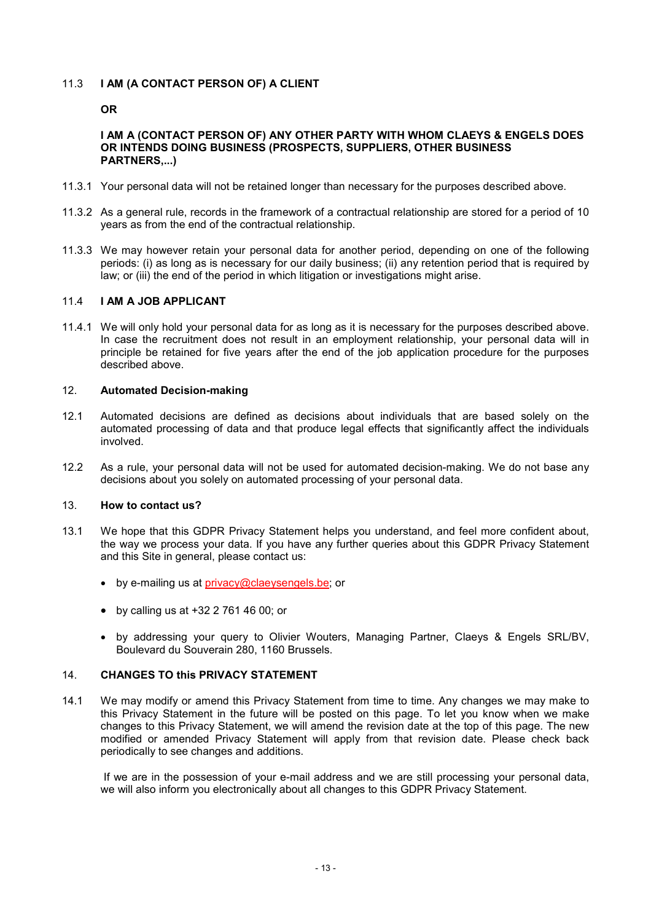### 11.3 I AM (A CONTACT PERSON OF) A CLIENT

**OR**

**I AM A (CONTACT PERSON OF) ANY OTHER PARTY WITH WHOM CLAEYS & ENGELS DOES OR INTENDS DOING BUSINESS (PROSPECTS, SUPPLIERS, OTHER BUSINESS PARTNERS,...)**

11.3.1 Your personal data will not be retained longer than necessary for the purposes described above.

11.3.2 As a general rule, records in the framework of a contractual relationship are stored for a period of 10 years as from the end of the contractual relationship.

11.3.3 We may however retain your personal data for another period, depending on one of the following periods: (i) as long as is necessary for our daily business; (ii) any retention period that is required by law; or (iii) the end of the period in which litigation or investigations might arise.

### 11.4 I AM A JOB APPLICANT

11.4.1 We will only hold your personal data for as long as it is necessary for the purposes described above. In case the recruitment does not result in an employment relationship, your personal data will in principle be retained for five years after the end of the job application procedure for the purposes described above.

## 12. Automated Decision-making

12.1 Automated decisions are defined as decisions about individuals that are based solely on the automated processing of data and that produce legal effects that significantly affect the individuals involved.

12.2 As a rule, your personal data will not be used for automated decision-making. We do not base any decisions about you solely on automated processing of your personal data.

## 13. How to contact us?

13.1 We hope that this GDPR Privacy Statement helps you understand, and feel more confident about, the way we process your data. If you have any further queries about this GDPR Privacy Statement and this Site in general, please contact us:

- by e-mailing us at privacy@claeysengels.be; or
- by calling us at +32 2 761 46 00; or
- by addressing your query to Olivier Wouters, Managing Partner, Claeys & Engels SRL/BV, Boulevard du Souverain 280, 1160 Brussels.

## 14. CHANGES TO this PRIVACY STATEMENT

14.1 We may modify or amend this Privacy Statement from time to time. Any changes we may make to this Privacy Statement in the future will be posted on this page. To let you know when we make changes to this Privacy Statement, we will amend the revision date at the top of this page. The new modified or amended Privacy Statement will apply from that revision date. Please check back periodically to see changes and additions.

If we are in the possession of your e-mail address and we are still processing your personal data, we will also inform you electronically about all changes to this GDPR Privacy Statement.